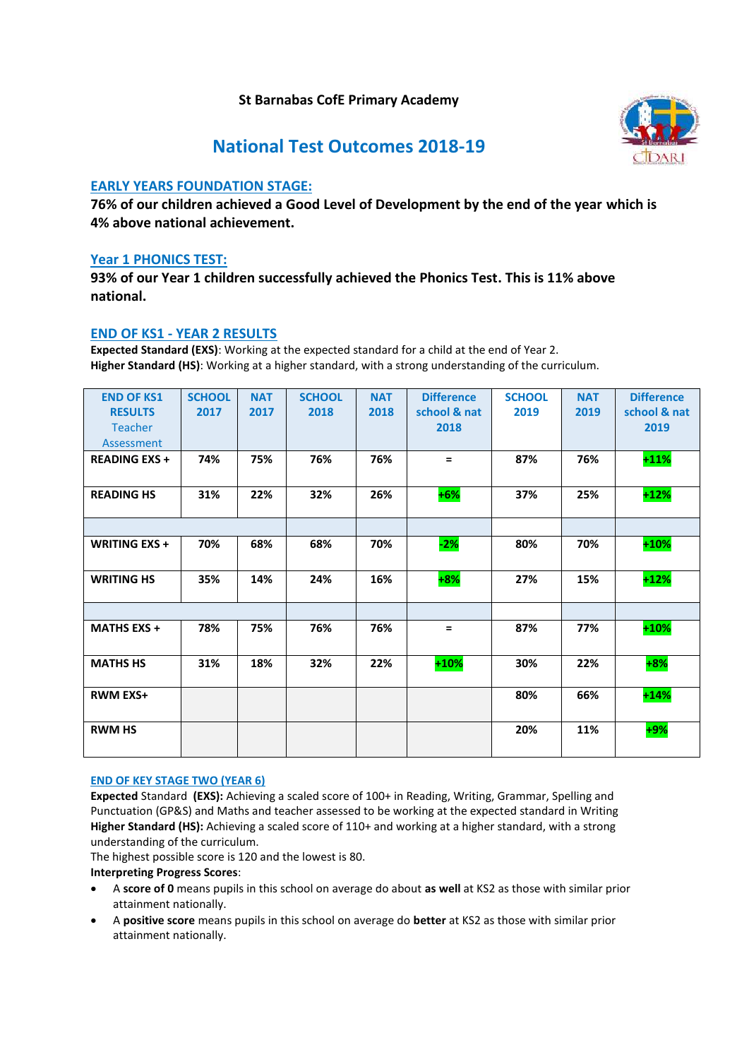St Barnabas CofE Primary Academy

# National Test Outcomes 2018-19

## EARLY YEARS FOUNDATION STAGE:

**76% of our children achieved a Good Level of Development by the end of the year which is 4% above national achievement.**

## Year 1 PHONICS TEST:

**93% of our Year 1 children successfully achieved the Phonics Test. This is 11% above national.**

## END OF KS1 - YEAR 2 RESULTS

**Expected Standard (EXS)**: Working at the expected standard for a child at the end of Year 2.
**Higher Standard (HS)**: Working at a higher standard, with a strong understanding of the curriculum.

| END OF KS1 RESULTS Teacher Assessment | SCHOOL 2017 | NAT 2017 | SCHOOL 2018 | NAT 2018 | Difference school & nat 2018 | SCHOOL 2019 | NAT 2019 | Difference school & nat 2019 |
|---|---|---|---|---|---|---|---|---|
| **READING EXS +** | 74% | 75% | 76% | 76% | = | 87% | 76% | +11% |
| **READING HS** | 31% | 22% | 32% | 26% | +6% | 37% | 25% | +12% |
| | | | | | | | | |
| **WRITING EXS +** | 70% | 68% | 68% | 70% | -2% | 80% | 70% | +10% |
| **WRITING HS** | 35% | 14% | 24% | 16% | +8% | 27% | 15% | +12% |
| | | | | | | | | |
| **MATHS EXS +** | 78% | 75% | 76% | 76% | = | 87% | 77% | +10% |
| **MATHS HS** | 31% | 18% | 32% | 22% | +10% | 30% | 22% | +8% |
| **RWM EXS+** | | | | | | 80% | 66% | +14% |
| **RWM HS** | | | | | | 20% | 11% | +9% |

## END OF KEY STAGE TWO (YEAR 6)

**Expected** Standard **(EXS):** Achieving a scaled score of 100+ in Reading, Writing, Grammar, Spelling and Punctuation (GP&S) and Maths and teacher assessed to be working at the expected standard in Writing
**Higher Standard (HS):** Achieving a scaled score of 110+ and working at a higher standard, with a strong understanding of the curriculum.
The highest possible score is 120 and the lowest is 80.
**Interpreting Progress Scores**:

- A **score of 0** means pupils in this school on average do about **as well** at KS2 as those with similar prior attainment nationally.
- A **positive score** means pupils in this school on average do **better** at KS2 as those with similar prior attainment nationally.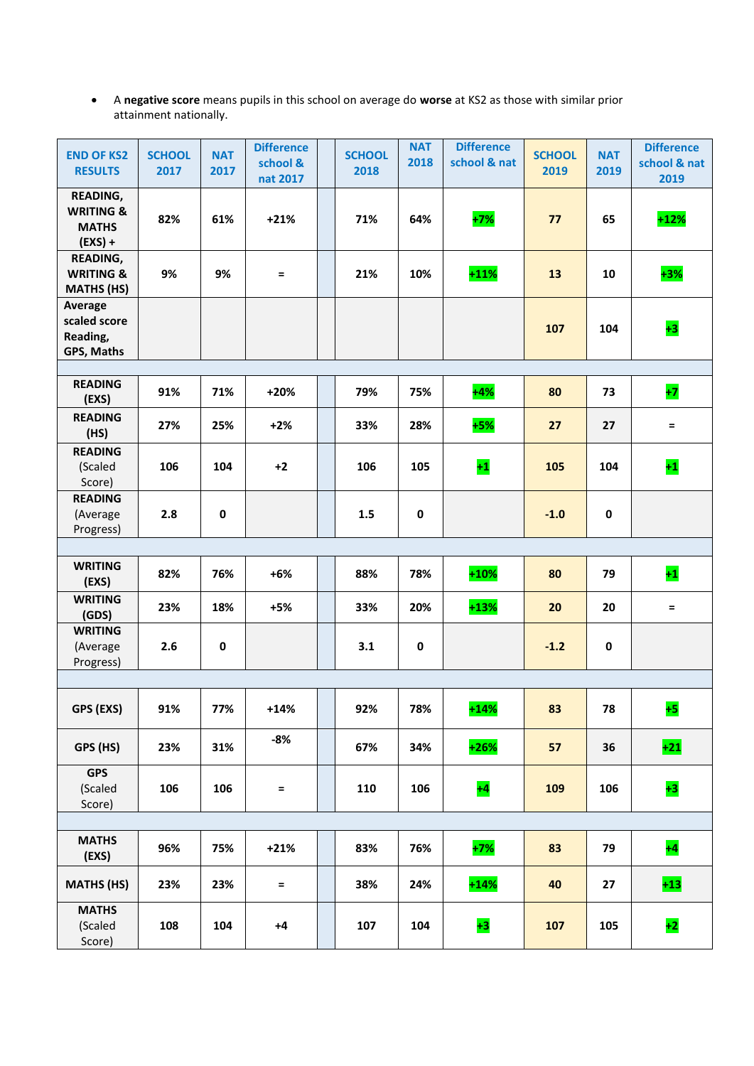- A **negative score** means pupils in this school on average do **worse** at KS2 as those with similar prior attainment nationally.

| END OF KS2 RESULTS | SCHOOL 2017 | NAT 2017 | Difference school & nat 2017 | | SCHOOL 2018 | NAT 2018 | Difference school & nat | SCHOOL 2019 | NAT 2019 | Difference school & nat 2019 |
|---|---|---|---|---|---|---|---|---|---|---|
| READING, WRITING & MATHS (EXS) + | 82% | 61% | +21% | | 71% | 64% | +7% | 77 | 65 | +12% |
| READING, WRITING & MATHS (HS) | 9% | 9% | = | | 21% | 10% | +11% | 13 | 10 | +3% |
| Average scaled score Reading, GPS, Maths | | | | | | | | 107 | 104 | +3 |
| | | | | | | | | | | |
| READING (EXS) | 91% | 71% | +20% | | 79% | 75% | +4% | 80 | 73 | +7 |
| READING (HS) | 27% | 25% | +2% | | 33% | 28% | +5% | 27 | 27 | = |
| READING (Scaled Score) | 106 | 104 | +2 | | 106 | 105 | +1 | 105 | 104 | +1 |
| READING (Average Progress) | 2.8 | 0 | | | 1.5 | 0 | | -1.0 | 0 | |
| | | | | | | | | | | |
| WRITING (EXS) | 82% | 76% | +6% | | 88% | 78% | +10% | 80 | 79 | +1 |
| WRITING (GDS) | 23% | 18% | +5% | | 33% | 20% | +13% | 20 | 20 | = |
| WRITING (Average Progress) | 2.6 | 0 | | | 3.1 | 0 | | -1.2 | 0 | |
| | | | | | | | | | | |
| GPS (EXS) | 91% | 77% | +14% | | 92% | 78% | +14% | 83 | 78 | +5 |
| GPS (HS) | 23% | 31% | -8% | | 67% | 34% | +26% | 57 | 36 | +21 |
| GPS (Scaled Score) | 106 | 106 | = | | 110 | 106 | +4 | 109 | 106 | +3 |
| | | | | | | | | | | |
| MATHS (EXS) | 96% | 75% | +21% | | 83% | 76% | +7% | 83 | 79 | +4 |
| MATHS (HS) | 23% | 23% | = | | 38% | 24% | +14% | 40 | 27 | +13 |
| MATHS (Scaled Score) | 108 | 104 | +4 | | 107 | 104 | +3 | 107 | 105 | +2 |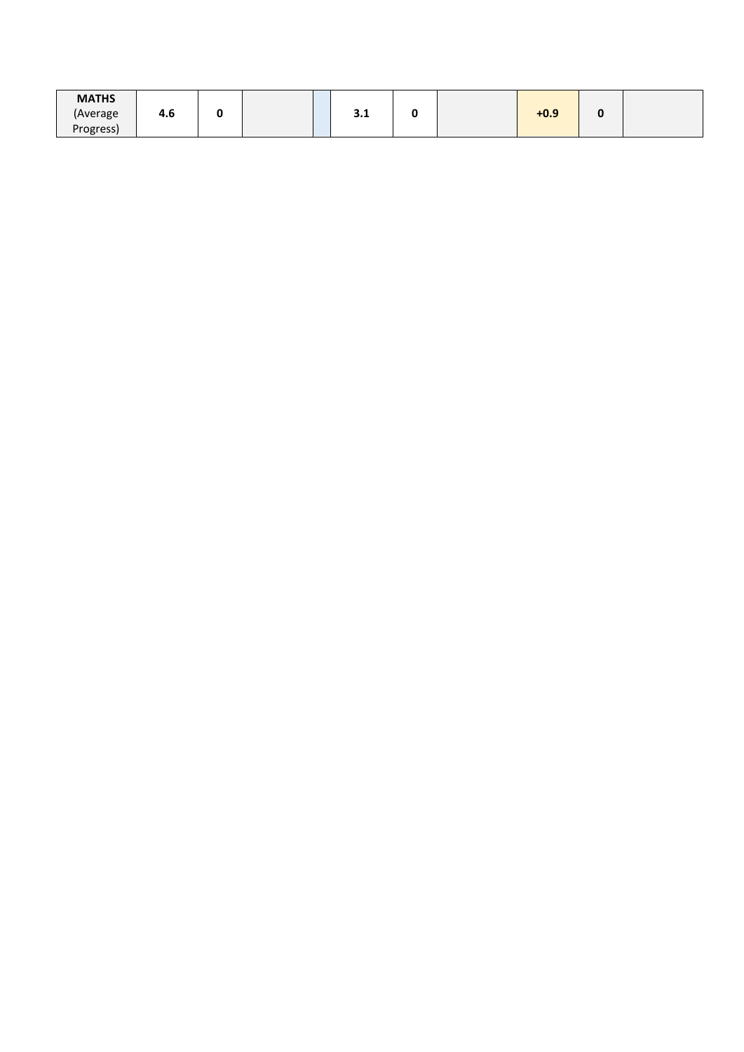| | | | | | | | | | | |
|---|---|---|---|---|---|---|---|---|---|---|
| **MATHS** (Average Progress) | **4.6** | **0** | | | **3.1** | **0** | | **+0.9** | **0** | |